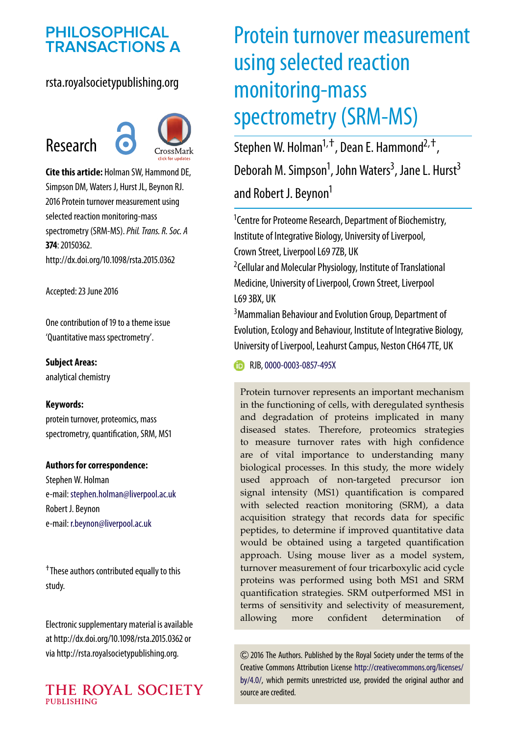PHILOSOPHICAL TRANSACTIONS A

rsta.royalsocietypublishing.org

Research

**Cite this article:** Holman SW, Hammond DE, Simpson DM, Waters J, Hurst JL, Beynon RJ. 2016 Protein turnover measurement using selected reaction monitoring-mass spectrometry (SRM-MS). *Phil. Trans. R. Soc. A* **374**: 20150362. http://dx.doi.org/10.1098/rsta.2015.0362

Accepted: 23 June 2016

One contribution of 19 to a theme issue 'Quantitative mass spectrometry'.

**Subject Areas:**
analytical chemistry

**Keywords:**
protein turnover, proteomics, mass spectrometry, quantification, SRM, MS1

**Authors for correspondence:**
Stephen W. Holman
e-mail: stephen.holman@liverpool.ac.uk
Robert J. Beynon
e-mail: r.beynon@liverpool.ac.uk

†These authors contributed equally to this study.

Electronic supplementary material is available at http://dx.doi.org/10.1098/rsta.2015.0362 or via http://rsta.royalsocietypublishing.org.

# Protein turnover measurement using selected reaction monitoring-mass spectrometry (SRM-MS)

Stephen W. Holman[1,†], Dean E. Hammond[2,†], Deborah M. Simpson[1], John Waters[3], Jane L. Hurst[3] and Robert J. Beynon[1]

[1]Centre for Proteome Research, Department of Biochemistry, Institute of Integrative Biology, University of Liverpool, Crown Street, Liverpool L69 7ZB, UK
[2]Cellular and Molecular Physiology, Institute of Translational Medicine, University of Liverpool, Crown Street, Liverpool L69 3BX, UK
[3]Mammalian Behaviour and Evolution Group, Department of Evolution, Ecology and Behaviour, Institute of Integrative Biology, University of Liverpool, Leahurst Campus, Neston CH64 7TE, UK

RJB, 0000-0003-0857-495X

Protein turnover represents an important mechanism in the functioning of cells, with deregulated synthesis and degradation of proteins implicated in many diseased states. Therefore, proteomics strategies to measure turnover rates with high confidence are of vital importance to understanding many biological processes. In this study, the more widely used approach of non-targeted precursor ion signal intensity (MS1) quantification is compared with selected reaction monitoring (SRM), a data acquisition strategy that records data for specific peptides, to determine if improved quantitative data would be obtained using a targeted quantification approach. Using mouse liver as a model system, turnover measurement of four tricarboxylic acid cycle proteins was performed using both MS1 and SRM quantification strategies. SRM outperformed MS1 in terms of sensitivity and selectivity of measurement, allowing more confident determination of

© 2016 The Authors. Published by the Royal Society under the terms of the Creative Commons Attribution License http://creativecommons.org/licenses/by/4.0/, which permits unrestricted use, provided the original author and source are credited.

THE ROYAL SOCIETY PUBLISHING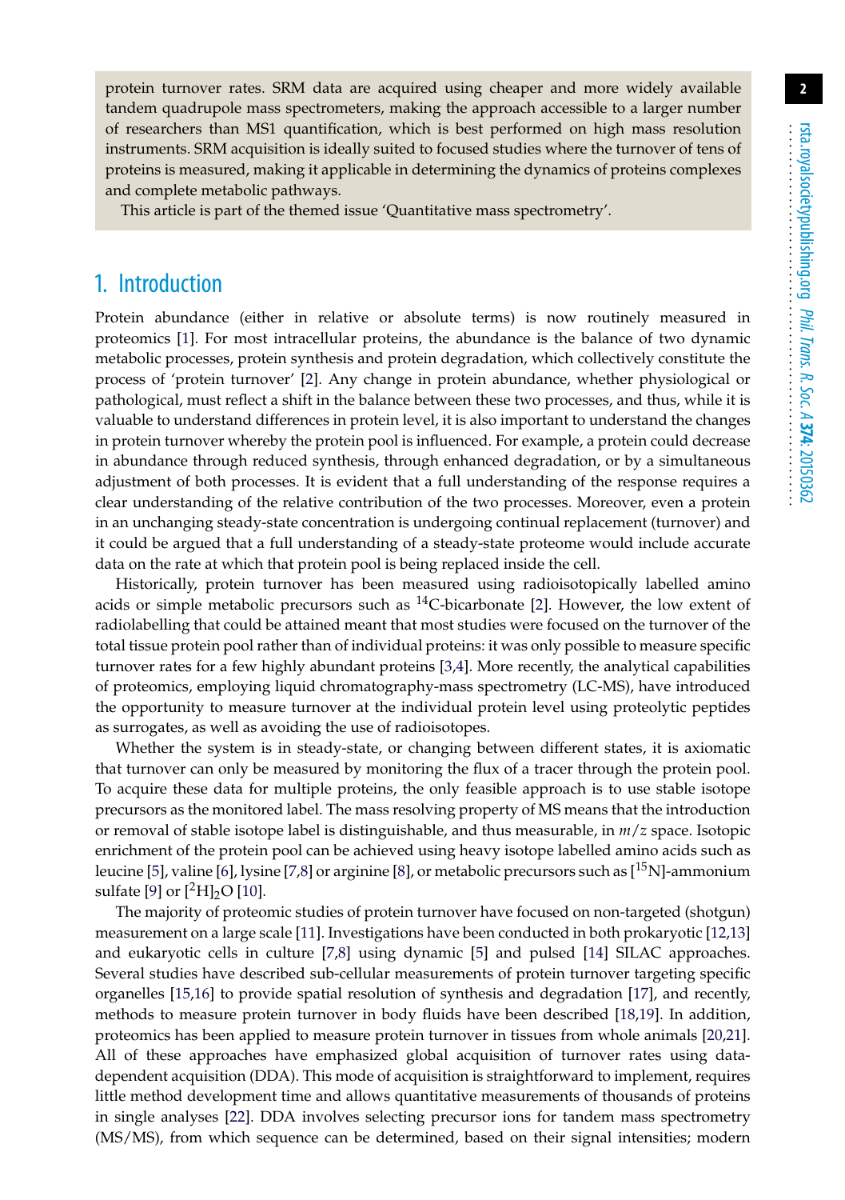protein turnover rates. SRM data are acquired using cheaper and more widely available tandem quadrupole mass spectrometers, making the approach accessible to a larger number of researchers than MS1 quantification, which is best performed on high mass resolution instruments. SRM acquisition is ideally suited to focused studies where the turnover of tens of proteins is measured, making it applicable in determining the dynamics of proteins complexes and complete metabolic pathways.

This article is part of the themed issue 'Quantitative mass spectrometry'.

## 1. Introduction

Protein abundance (either in relative or absolute terms) is now routinely measured in proteomics [1]. For most intracellular proteins, the abundance is the balance of two dynamic metabolic processes, protein synthesis and protein degradation, which collectively constitute the process of 'protein turnover' [2]. Any change in protein abundance, whether physiological or pathological, must reflect a shift in the balance between these two processes, and thus, while it is valuable to understand differences in protein level, it is also important to understand the changes in protein turnover whereby the protein pool is influenced. For example, a protein could decrease in abundance through reduced synthesis, through enhanced degradation, or by a simultaneous adjustment of both processes. It is evident that a full understanding of the response requires a clear understanding of the relative contribution of the two processes. Moreover, even a protein in an unchanging steady-state concentration is undergoing continual replacement (turnover) and it could be argued that a full understanding of a steady-state proteome would include accurate data on the rate at which that protein pool is being replaced inside the cell.

Historically, protein turnover has been measured using radioisotopically labelled amino acids or simple metabolic precursors such as $^{14}$C-bicarbonate [2]. However, the low extent of radiolabelling that could be attained meant that most studies were focused on the turnover of the total tissue protein pool rather than of individual proteins: it was only possible to measure specific turnover rates for a few highly abundant proteins [3,4]. More recently, the analytical capabilities of proteomics, employing liquid chromatography-mass spectrometry (LC-MS), have introduced the opportunity to measure turnover at the individual protein level using proteolytic peptides as surrogates, as well as avoiding the use of radioisotopes.

Whether the system is in steady-state, or changing between different states, it is axiomatic that turnover can only be measured by monitoring the flux of a tracer through the protein pool. To acquire these data for multiple proteins, the only feasible approach is to use stable isotope precursors as the monitored label. The mass resolving property of MS means that the introduction or removal of stable isotope label is distinguishable, and thus measurable, in $m/z$ space. Isotopic enrichment of the protein pool can be achieved using heavy isotope labelled amino acids such as leucine [5], valine [6], lysine [7,8] or arginine [8], or metabolic precursors such as [$^{15}$N]-ammonium sulfate [9] or [$^{2}$H]$_2$O [10].

The majority of proteomic studies of protein turnover have focused on non-targeted (shotgun) measurement on a large scale [11]. Investigations have been conducted in both prokaryotic [12,13] and eukaryotic cells in culture [7,8] using dynamic [5] and pulsed [14] SILAC approaches. Several studies have described sub-cellular measurements of protein turnover targeting specific organelles [15,16] to provide spatial resolution of synthesis and degradation [17], and recently, methods to measure protein turnover in body fluids have been described [18,19]. In addition, proteomics has been applied to measure protein turnover in tissues from whole animals [20,21]. All of these approaches have emphasized global acquisition of turnover rates using data-dependent acquisition (DDA). This mode of acquisition is straightforward to implement, requires little method development time and allows quantitative measurements of thousands of proteins in single analyses [22]. DDA involves selecting precursor ions for tandem mass spectrometry (MS/MS), from which sequence can be determined, based on their signal intensities; modern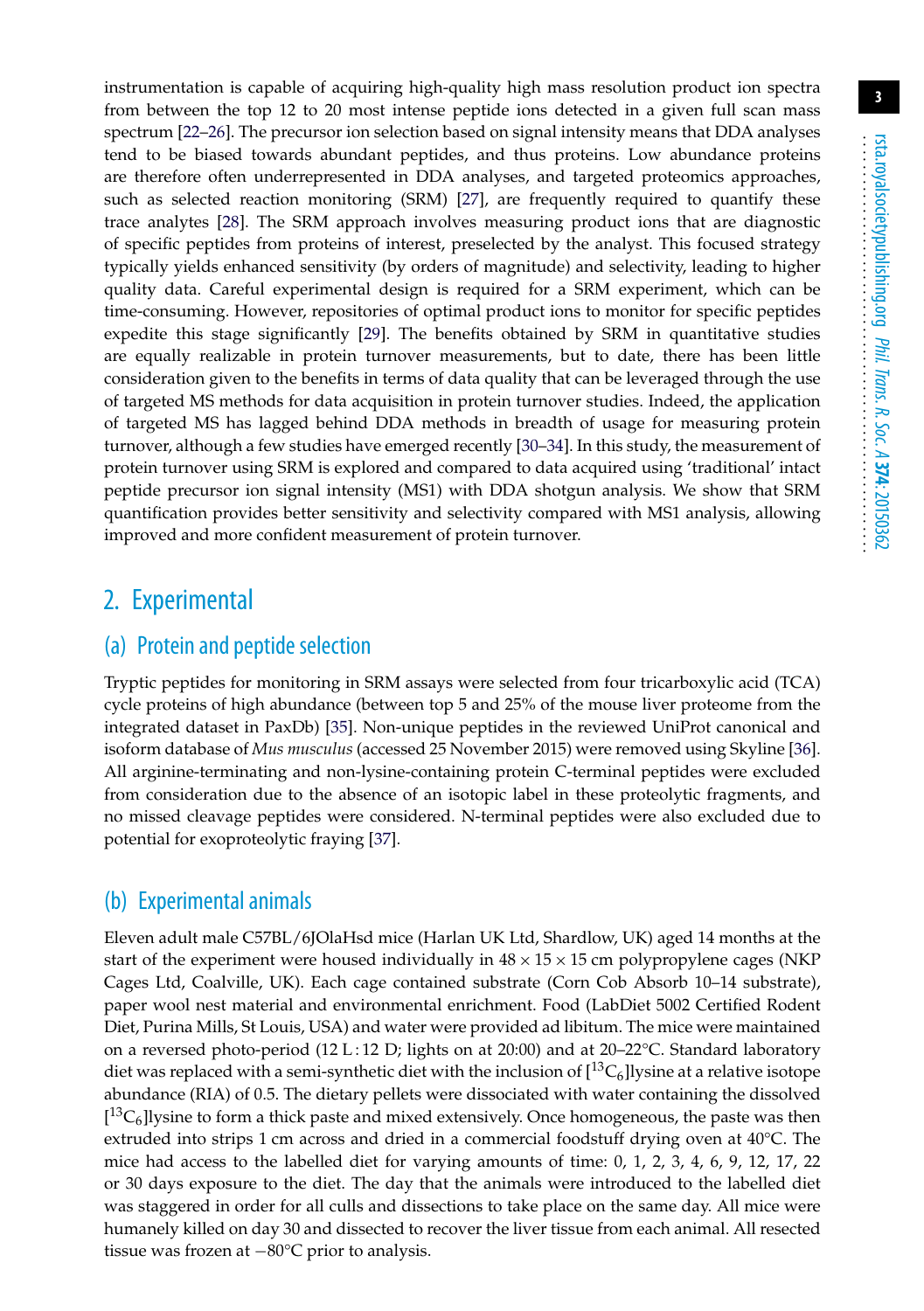instrumentation is capable of acquiring high-quality high mass resolution product ion spectra from between the top 12 to 20 most intense peptide ions detected in a given full scan mass spectrum [22–26]. The precursor ion selection based on signal intensity means that DDA analyses tend to be biased towards abundant peptides, and thus proteins. Low abundance proteins are therefore often underrepresented in DDA analyses, and targeted proteomics approaches, such as selected reaction monitoring (SRM) [27], are frequently required to quantify these trace analytes [28]. The SRM approach involves measuring product ions that are diagnostic of specific peptides from proteins of interest, preselected by the analyst. This focused strategy typically yields enhanced sensitivity (by orders of magnitude) and selectivity, leading to higher quality data. Careful experimental design is required for a SRM experiment, which can be time-consuming. However, repositories of optimal product ions to monitor for specific peptides expedite this stage significantly [29]. The benefits obtained by SRM in quantitative studies are equally realizable in protein turnover measurements, but to date, there has been little consideration given to the benefits in terms of data quality that can be leveraged through the use of targeted MS methods for data acquisition in protein turnover studies. Indeed, the application of targeted MS has lagged behind DDA methods in breadth of usage for measuring protein turnover, although a few studies have emerged recently [30–34]. In this study, the measurement of protein turnover using SRM is explored and compared to data acquired using 'traditional' intact peptide precursor ion signal intensity (MS1) with DDA shotgun analysis. We show that SRM quantification provides better sensitivity and selectivity compared with MS1 analysis, allowing improved and more confident measurement of protein turnover.

## 2. Experimental

### (a) Protein and peptide selection

Tryptic peptides for monitoring in SRM assays were selected from four tricarboxylic acid (TCA) cycle proteins of high abundance (between top 5 and 25% of the mouse liver proteome from the integrated dataset in PaxDb) [35]. Non-unique peptides in the reviewed UniProt canonical and isoform database of *Mus musculus* (accessed 25 November 2015) were removed using Skyline [36]. All arginine-terminating and non-lysine-containing protein C-terminal peptides were excluded from consideration due to the absence of an isotopic label in these proteolytic fragments, and no missed cleavage peptides were considered. N-terminal peptides were also excluded due to potential for exoproteolytic fraying [37].

### (b) Experimental animals

Eleven adult male C57BL/6JOlaHsd mice (Harlan UK Ltd, Shardlow, UK) aged 14 months at the start of the experiment were housed individually in $48 \times 15 \times 15$ cm polypropylene cages (NKP Cages Ltd, Coalville, UK). Each cage contained substrate (Corn Cob Absorb 10–14 substrate), paper wool nest material and environmental enrichment. Food (LabDiet 5002 Certified Rodent Diet, Purina Mills, St Louis, USA) and water were provided ad libitum. The mice were maintained on a reversed photo-period (12 L : 12 D; lights on at 20:00) and at 20–22°C. Standard laboratory diet was replaced with a semi-synthetic diet with the inclusion of [$^{13}C_6$]lysine at a relative isotope abundance (RIA) of 0.5. The dietary pellets were dissociated with water containing the dissolved [$^{13}C_6$]lysine to form a thick paste and mixed extensively. Once homogeneous, the paste was then extruded into strips 1 cm across and dried in a commercial foodstuff drying oven at 40°C. The mice had access to the labelled diet for varying amounts of time: 0, 1, 2, 3, 4, 6, 9, 12, 17, 22 or 30 days exposure to the diet. The day that the animals were introduced to the labelled diet was staggered in order for all culls and dissections to take place on the same day. All mice were humanely killed on day 30 and dissected to recover the liver tissue from each animal. All resected tissue was frozen at −80°C prior to analysis.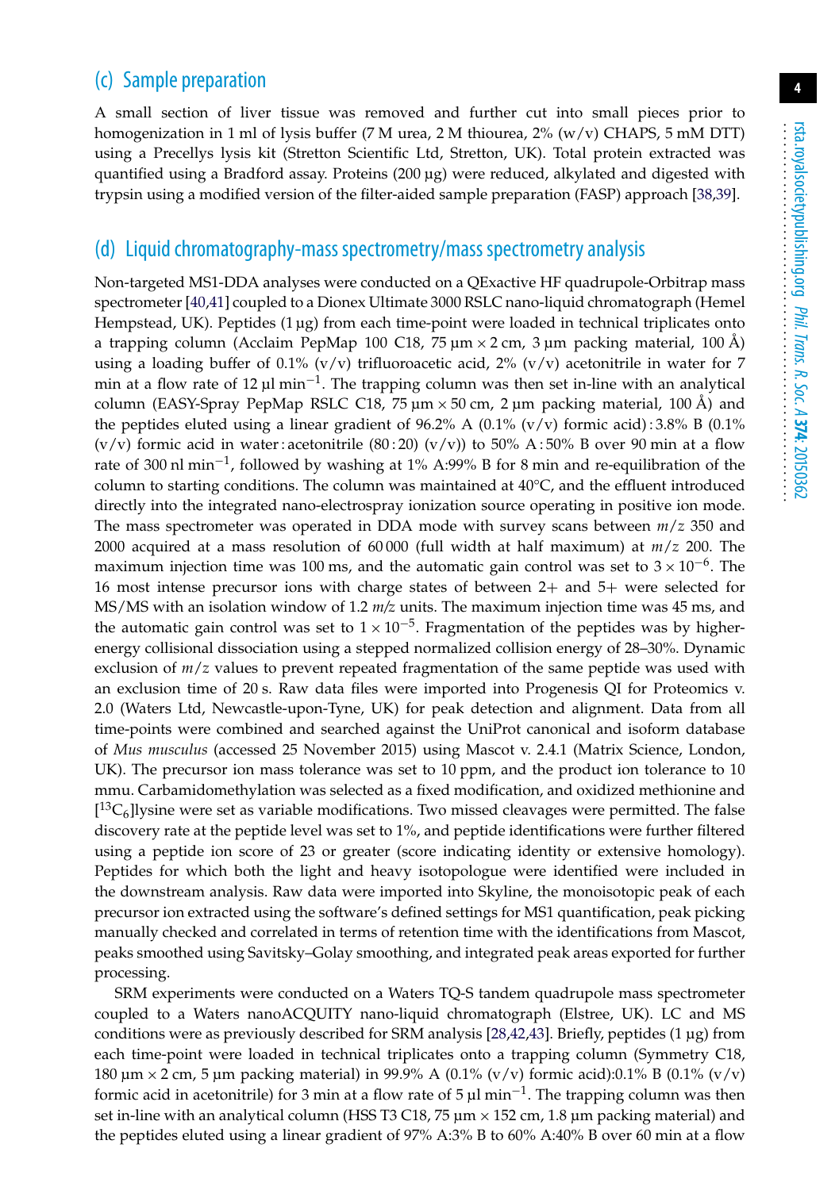## (c) Sample preparation

A small section of liver tissue was removed and further cut into small pieces prior to homogenization in 1 ml of lysis buffer (7 M urea, 2 M thiourea, 2% (w/v) CHAPS, 5 mM DTT) using a Precellys lysis kit (Stretton Scientific Ltd, Stretton, UK). Total protein extracted was quantified using a Bradford assay. Proteins (200 µg) were reduced, alkylated and digested with trypsin using a modified version of the filter-aided sample preparation (FASP) approach [38,39].

## (d) Liquid chromatography-mass spectrometry/mass spectrometry analysis

Non-targeted MS1-DDA analyses were conducted on a QExactive HF quadrupole-Orbitrap mass spectrometer [40,41] coupled to a Dionex Ultimate 3000 RSLC nano-liquid chromatograph (Hemel Hempstead, UK). Peptides (1 µg) from each time-point were loaded in technical triplicates onto a trapping column (Acclaim PepMap 100 C18, 75 µm × 2 cm, 3 µm packing material, 100 Å) using a loading buffer of 0.1% (v/v) trifluoroacetic acid, 2% (v/v) acetonitrile in water for 7 min at a flow rate of 12 µl min$^{-1}$. The trapping column was then set in-line with an analytical column (EASY-Spray PepMap RSLC C18, 75 µm × 50 cm, 2 µm packing material, 100 Å) and the peptides eluted using a linear gradient of 96.2% A (0.1% (v/v) formic acid) : 3.8% B (0.1% (v/v) formic acid in water : acetonitrile (80 : 20) (v/v)) to 50% A : 50% B over 90 min at a flow rate of 300 nl min$^{-1}$, followed by washing at 1% A:99% B for 8 min and re-equilibration of the column to starting conditions. The column was maintained at 40°C, and the effluent introduced directly into the integrated nano-electrospray ionization source operating in positive ion mode. The mass spectrometer was operated in DDA mode with survey scans between $m/z$ 350 and 2000 acquired at a mass resolution of 60 000 (full width at half maximum) at $m/z$ 200. The maximum injection time was 100 ms, and the automatic gain control was set to $3 \times 10^{-6}$. The 16 most intense precursor ions with charge states of between 2+ and 5+ were selected for MS/MS with an isolation window of 1.2 $m/z$ units. The maximum injection time was 45 ms, and the automatic gain control was set to $1 \times 10^{-5}$. Fragmentation of the peptides was by higher-energy collisional dissociation using a stepped normalized collision energy of 28–30%. Dynamic exclusion of $m/z$ values to prevent repeated fragmentation of the same peptide was used with an exclusion time of 20 s. Raw data files were imported into Progenesis QI for Proteomics v. 2.0 (Waters Ltd, Newcastle-upon-Tyne, UK) for peak detection and alignment. Data from all time-points were combined and searched against the UniProt canonical and isoform database of *Mus musculus* (accessed 25 November 2015) using Mascot v. 2.4.1 (Matrix Science, London, UK). The precursor ion mass tolerance was set to 10 ppm, and the product ion tolerance to 10 mmu. Carbamidomethylation was selected as a fixed modification, and oxidized methionine and [$^{13}C_6$]lysine were set as variable modifications. Two missed cleavages were permitted. The false discovery rate at the peptide level was set to 1%, and peptide identifications were further filtered using a peptide ion score of 23 or greater (score indicating identity or extensive homology). Peptides for which both the light and heavy isotopologue were identified were included in the downstream analysis. Raw data were imported into Skyline, the monoisotopic peak of each precursor ion extracted using the software's defined settings for MS1 quantification, peak picking manually checked and correlated in terms of retention time with the identifications from Mascot, peaks smoothed using Savitsky–Golay smoothing, and integrated peak areas exported for further processing.

SRM experiments were conducted on a Waters TQ-S tandem quadrupole mass spectrometer coupled to a Waters nanoACQUITY nano-liquid chromatograph (Elstree, UK). LC and MS conditions were as previously described for SRM analysis [28,42,43]. Briefly, peptides (1 µg) from each time-point were loaded in technical triplicates onto a trapping column (Symmetry C18, 180 µm × 2 cm, 5 µm packing material) in 99.9% A (0.1% (v/v) formic acid):0.1% B (0.1% (v/v) formic acid in acetonitrile) for 3 min at a flow rate of 5 µl min$^{-1}$. The trapping column was then set in-line with an analytical column (HSS T3 C18, 75 µm × 152 cm, 1.8 µm packing material) and the peptides eluted using a linear gradient of 97% A:3% B to 60% A:40% B over 60 min at a flow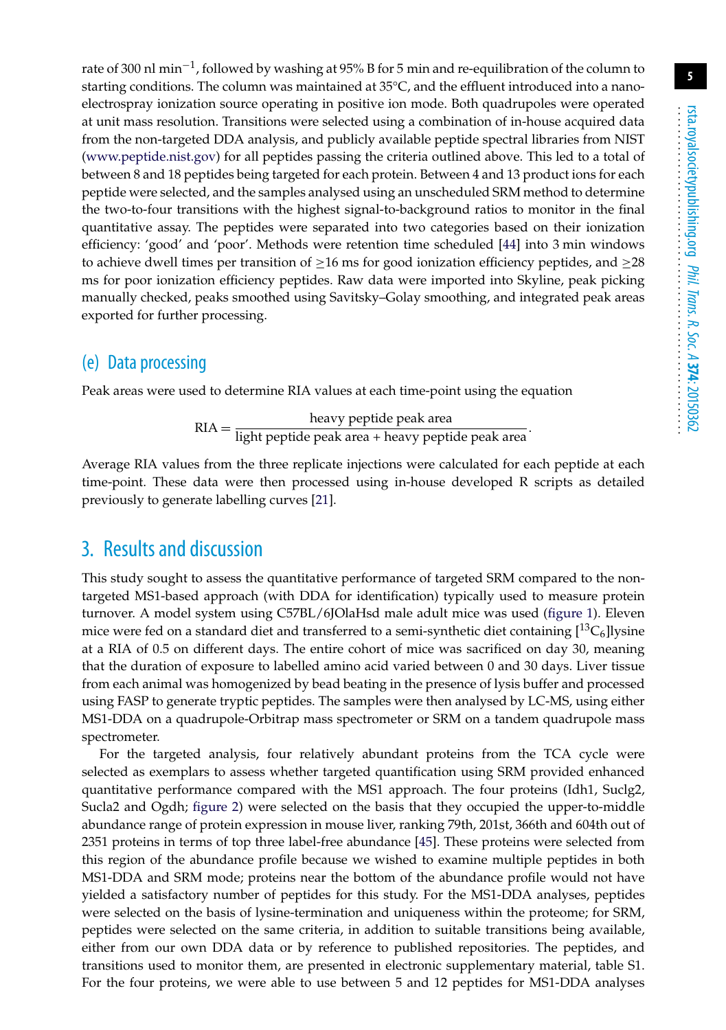rate of 300 nl min$^{-1}$, followed by washing at 95% B for 5 min and re-equilibration of the column to starting conditions. The column was maintained at 35°C, and the effluent introduced into a nano-electrospray ionization source operating in positive ion mode. Both quadrupoles were operated at unit mass resolution. Transitions were selected using a combination of in-house acquired data from the non-targeted DDA analysis, and publicly available peptide spectral libraries from NIST (www.peptide.nist.gov) for all peptides passing the criteria outlined above. This led to a total of between 8 and 18 peptides being targeted for each protein. Between 4 and 13 product ions for each peptide were selected, and the samples analysed using an unscheduled SRM method to determine the two-to-four transitions with the highest signal-to-background ratios to monitor in the final quantitative assay. The peptides were separated into two categories based on their ionization efficiency: 'good' and 'poor'. Methods were retention time scheduled [44] into 3 min windows to achieve dwell times per transition of ≥16 ms for good ionization efficiency peptides, and ≥28 ms for poor ionization efficiency peptides. Raw data were imported into Skyline, peak picking manually checked, peaks smoothed using Savitsky–Golay smoothing, and integrated peak areas exported for further processing.

### (e) Data processing

Peak areas were used to determine RIA values at each time-point using the equation

$$\mathrm{RIA} = \frac{\text{heavy peptide peak area}}{\text{light peptide peak area + heavy peptide peak area}}.$$

Average RIA values from the three replicate injections were calculated for each peptide at each time-point. These data were then processed using in-house developed R scripts as detailed previously to generate labelling curves [21].

## 3. Results and discussion

This study sought to assess the quantitative performance of targeted SRM compared to the non-targeted MS1-based approach (with DDA for identification) typically used to measure protein turnover. A model system using C57BL/6JOlaHsd male adult mice was used (figure 1). Eleven mice were fed on a standard diet and transferred to a semi-synthetic diet containing [$^{13}C_6$]lysine at a RIA of 0.5 on different days. The entire cohort of mice was sacrificed on day 30, meaning that the duration of exposure to labelled amino acid varied between 0 and 30 days. Liver tissue from each animal was homogenized by bead beating in the presence of lysis buffer and processed using FASP to generate tryptic peptides. The samples were then analysed by LC-MS, using either MS1-DDA on a quadrupole-Orbitrap mass spectrometer or SRM on a tandem quadrupole mass spectrometer.

For the targeted analysis, four relatively abundant proteins from the TCA cycle were selected as exemplars to assess whether targeted quantification using SRM provided enhanced quantitative performance compared with the MS1 approach. The four proteins (Idh1, Suclg2, Sucla2 and Ogdh; figure 2) were selected on the basis that they occupied the upper-to-middle abundance range of protein expression in mouse liver, ranking 79th, 201st, 366th and 604th out of 2351 proteins in terms of top three label-free abundance [45]. These proteins were selected from this region of the abundance profile because we wished to examine multiple peptides in both MS1-DDA and SRM mode; proteins near the bottom of the abundance profile would not have yielded a satisfactory number of peptides for this study. For the MS1-DDA analyses, peptides were selected on the basis of lysine-termination and uniqueness within the proteome; for SRM, peptides were selected on the same criteria, in addition to suitable transitions being available, either from our own DDA data or by reference to published repositories. The peptides, and transitions used to monitor them, are presented in electronic supplementary material, table S1. For the four proteins, we were able to use between 5 and 12 peptides for MS1-DDA analyses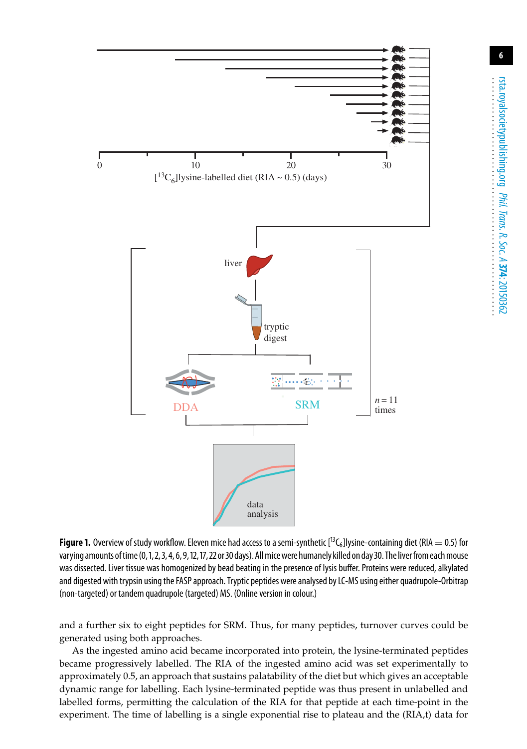**Figure 1.** Overview of study workflow. Eleven mice had access to a semi-synthetic [$^{13}C_6$]lysine-containing diet (RIA = 0.5) for varying amounts of time (0, 1, 2, 3, 4, 6, 9, 12, 17, 22 or 30 days). All mice were humanely killed on day 30. The liver from each mouse was dissected. Liver tissue was homogenized by bead beating in the presence of lysis buffer. Proteins were reduced, alkylated and digested with trypsin using the FASP approach. Tryptic peptides were analysed by LC-MS using either quadrupole-Orbitrap (non-targeted) or tandem quadrupole (targeted) MS. (Online version in colour.)

and a further six to eight peptides for SRM. Thus, for many peptides, turnover curves could be generated using both approaches.

As the ingested amino acid became incorporated into protein, the lysine-terminated peptides became progressively labelled. The RIA of the ingested amino acid was set experimentally to approximately 0.5, an approach that sustains palatability of the diet but which gives an acceptable dynamic range for labelling. Each lysine-terminated peptide was thus present in unlabelled and labelled forms, permitting the calculation of the RIA for that peptide at each time-point in the experiment. The time of labelling is a single exponential rise to plateau and the (RIA,t) data for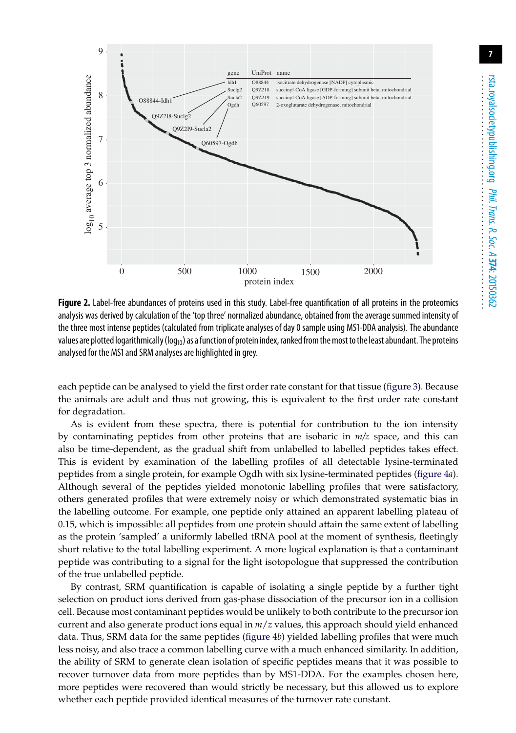**Figure 2.** Label-free abundances of proteins used in this study. Label-free quantification of all proteins in the proteomics analysis was derived by calculation of the 'top three' normalized abundance, obtained from the average summed intensity of the three most intense peptides (calculated from triplicate analyses of day 0 sample using MS1-DDA analysis). The abundance values are plotted logarithmically ($\log_{10}$) as a function of protein index, ranked from the most to the least abundant. The proteins analysed for the MS1 and SRM analyses are highlighted in grey.

each peptide can be analysed to yield the first order rate constant for that tissue (figure 3). Because the animals are adult and thus not growing, this is equivalent to the first order rate constant for degradation.

As is evident from these spectra, there is potential for contribution to the ion intensity by contaminating peptides from other proteins that are isobaric in $m/z$ space, and this can also be time-dependent, as the gradual shift from unlabelled to labelled peptides takes effect. This is evident by examination of the labelling profiles of all detectable lysine-terminated peptides from a single protein, for example Ogdh with six lysine-terminated peptides (figure 4*a*). Although several of the peptides yielded monotonic labelling profiles that were satisfactory, others generated profiles that were extremely noisy or which demonstrated systematic bias in the labelling outcome. For example, one peptide only attained an apparent labelling plateau of 0.15, which is impossible: all peptides from one protein should attain the same extent of labelling as the protein 'sampled' a uniformly labelled tRNA pool at the moment of synthesis, fleetingly short relative to the total labelling experiment. A more logical explanation is that a contaminant peptide was contributing to a signal for the light isotopologue that suppressed the contribution of the true unlabelled peptide.

By contrast, SRM quantification is capable of isolating a single peptide by a further tight selection on product ions derived from gas-phase dissociation of the precursor ion in a collision cell. Because most contaminant peptides would be unlikely to both contribute to the precursor ion current and also generate product ions equal in $m/z$ values, this approach should yield enhanced data. Thus, SRM data for the same peptides (figure 4*b*) yielded labelling profiles that were much less noisy, and also trace a common labelling curve with a much enhanced similarity. In addition, the ability of SRM to generate clean isolation of specific peptides means that it was possible to recover turnover data from more peptides than by MS1-DDA. For the examples chosen here, more peptides were recovered than would strictly be necessary, but this allowed us to explore whether each peptide provided identical measures of the turnover rate constant.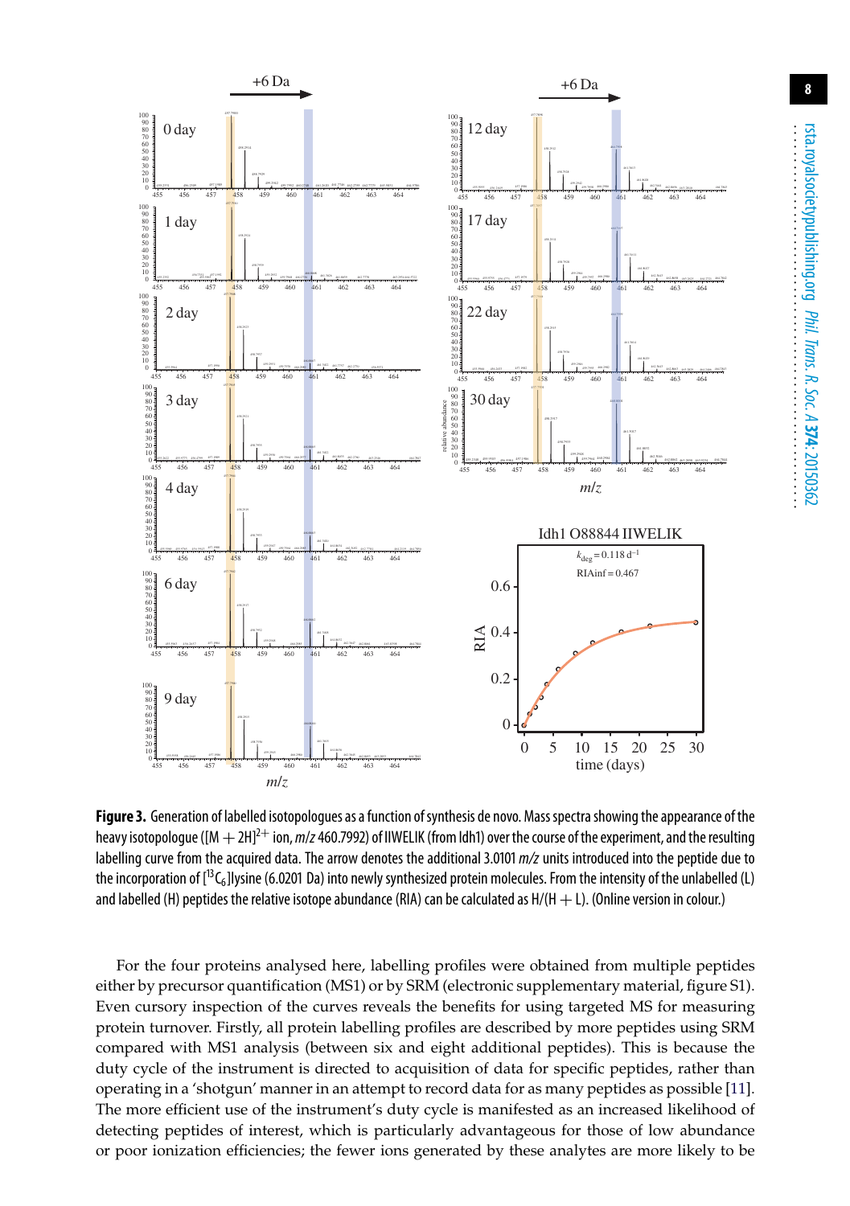**Figure 3.** Generation of labelled isotopologues as a function of synthesis de novo. Mass spectra showing the appearance of the heavy isotopologue ($[M + 2H]^{2+}$ ion, $m/z$ 460.7992) of IIWELIK (from Idh1) over the course of the experiment, and the resulting labelling curve from the acquired data. The arrow denotes the additional 3.0101 $m/z$ units introduced into the peptide due to the incorporation of $[^{13}C_6]$lysine (6.0201 Da) into newly synthesized protein molecules. From the intensity of the unlabelled (L) and labelled (H) peptides the relative isotope abundance (RIA) can be calculated as H/(H + L). (Online version in colour.)

For the four proteins analysed here, labelling profiles were obtained from multiple peptides either by precursor quantification (MS1) or by SRM (electronic supplementary material, figure S1). Even cursory inspection of the curves reveals the benefits for using targeted MS for measuring protein turnover. Firstly, all protein labelling profiles are described by more peptides using SRM compared with MS1 analysis (between six and eight additional peptides). This is because the duty cycle of the instrument is directed to acquisition of data for specific peptides, rather than operating in a 'shotgun' manner in an attempt to record data for as many peptides as possible [11]. The more efficient use of the instrument's duty cycle is manifested as an increased likelihood of detecting peptides of interest, which is particularly advantageous for those of low abundance or poor ionization efficiencies; the fewer ions generated by these analytes are more likely to be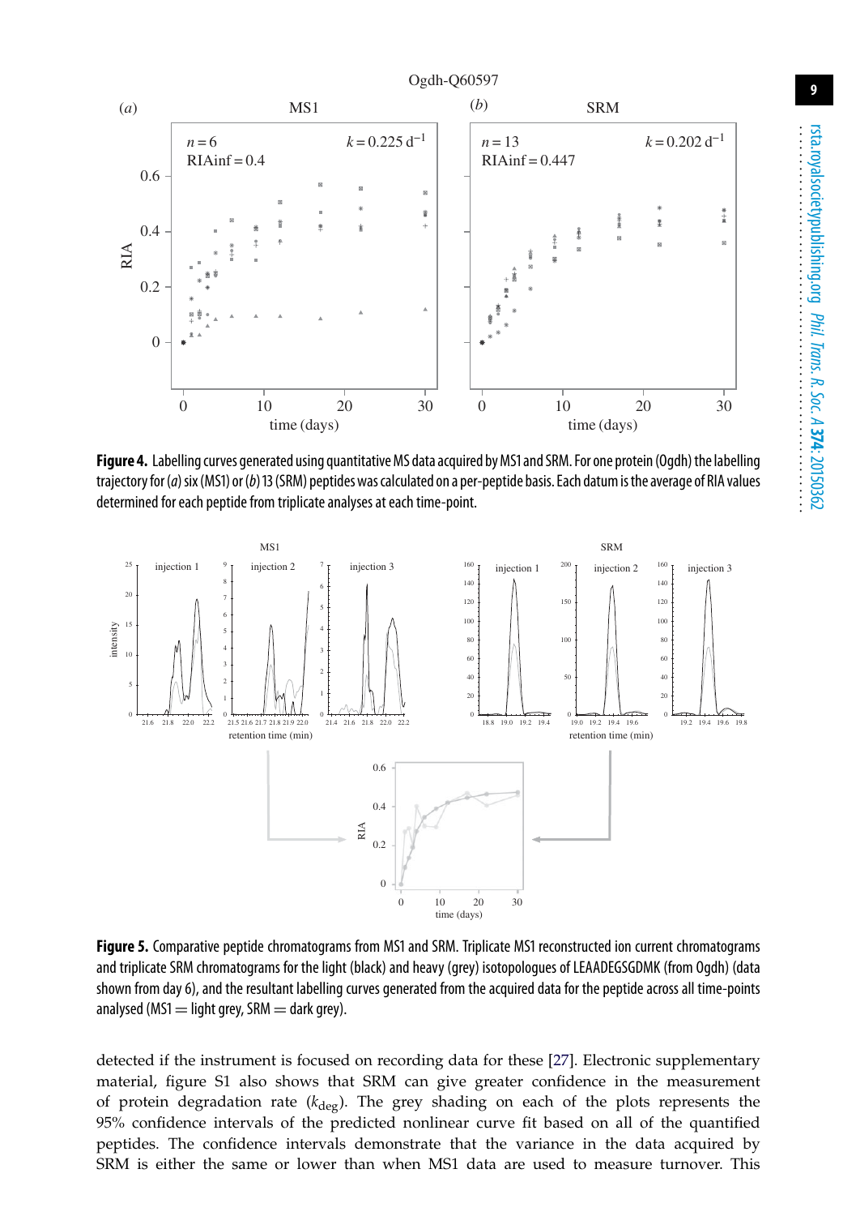**Figure 4.** Labelling curves generated using quantitative MS data acquired by MS1 and SRM. For one protein (Ogdh) the labelling trajectory for (*a*) six (MS1) or (*b*) 13 (SRM) peptides was calculated on a per-peptide basis. Each datum is the average of RIA values determined for each peptide from triplicate analyses at each time-point.

**Figure 5.** Comparative peptide chromatograms from MS1 and SRM. Triplicate MS1 reconstructed ion current chromatograms and triplicate SRM chromatograms for the light (black) and heavy (grey) isotopologues of LEAADEGSGDMK (from Ogdh) (data shown from day 6), and the resultant labelling curves generated from the acquired data for the peptide across all time-points analysed (MS1 = light grey, SRM = dark grey).

detected if the instrument is focused on recording data for these [27]. Electronic supplementary material, figure S1 also shows that SRM can give greater confidence in the measurement of protein degradation rate ($k_{deg}$). The grey shading on each of the plots represents the 95% confidence intervals of the predicted nonlinear curve fit based on all of the quantified peptides. The confidence intervals demonstrate that the variance in the data acquired by SRM is either the same or lower than when MS1 data are used to measure turnover. This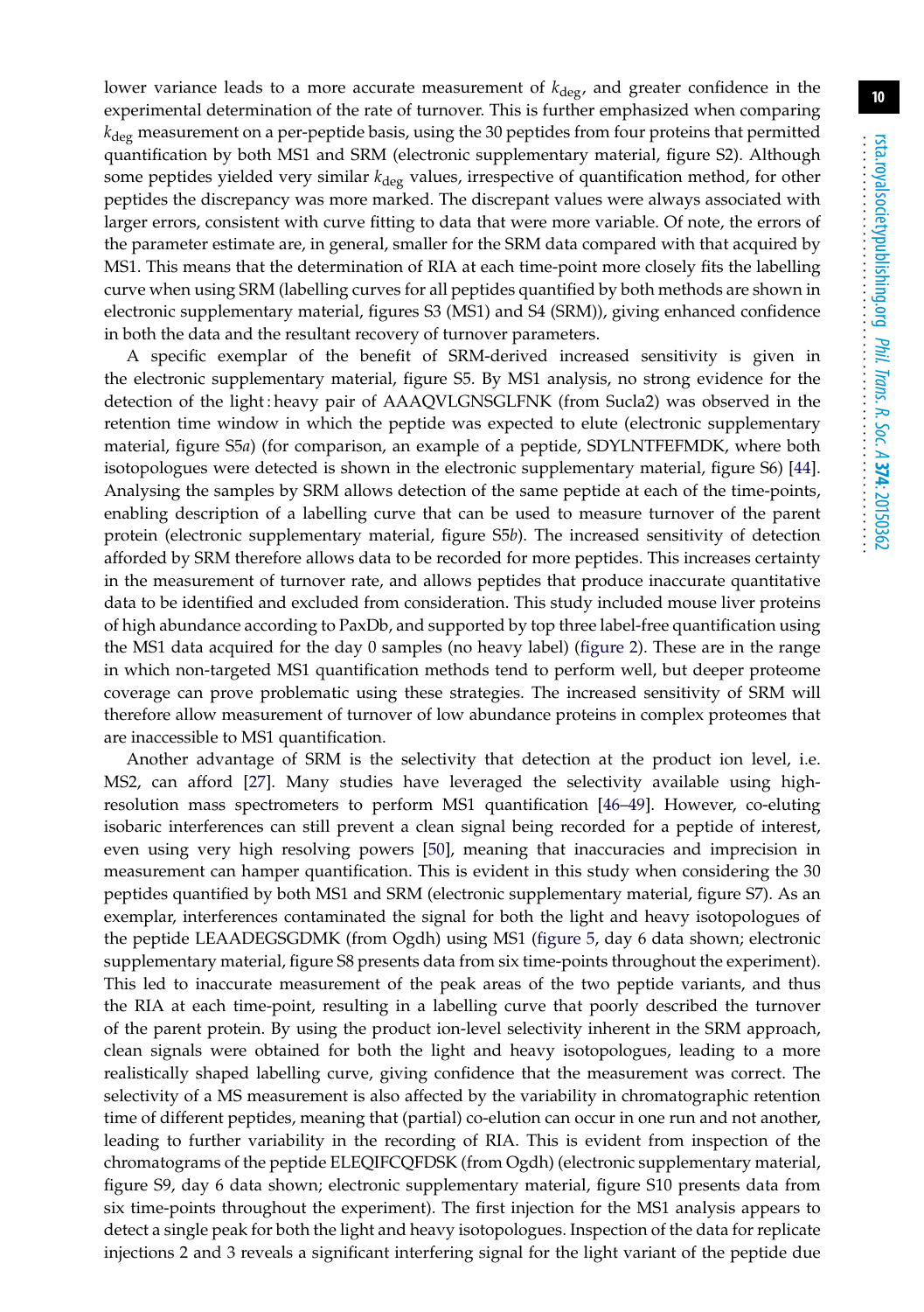lower variance leads to a more accurate measurement of $k_{\mathrm{deg}}$, and greater confidence in the experimental determination of the rate of turnover. This is further emphasized when comparing $k_{\mathrm{deg}}$ measurement on a per-peptide basis, using the 30 peptides from four proteins that permitted quantification by both MS1 and SRM (electronic supplementary material, figure S2). Although some peptides yielded very similar $k_{\mathrm{deg}}$ values, irrespective of quantification method, for other peptides the discrepancy was more marked. The discrepant values were always associated with larger errors, consistent with curve fitting to data that were more variable. Of note, the errors of the parameter estimate are, in general, smaller for the SRM data compared with that acquired by MS1. This means that the determination of RIA at each time-point more closely fits the labelling curve when using SRM (labelling curves for all peptides quantified by both methods are shown in electronic supplementary material, figures S3 (MS1) and S4 (SRM)), giving enhanced confidence in both the data and the resultant recovery of turnover parameters.

A specific exemplar of the benefit of SRM-derived increased sensitivity is given in the electronic supplementary material, figure S5. By MS1 analysis, no strong evidence for the detection of the light : heavy pair of AAAQVLGNSGLFNK (from Sucla2) was observed in the retention time window in which the peptide was expected to elute (electronic supplementary material, figure S5*a*) (for comparison, an example of a peptide, SDYLNTFEFMDK, where both isotopologues were detected is shown in the electronic supplementary material, figure S6) [44]. Analysing the samples by SRM allows detection of the same peptide at each of the time-points, enabling description of a labelling curve that can be used to measure turnover of the parent protein (electronic supplementary material, figure S5*b*). The increased sensitivity of detection afforded by SRM therefore allows data to be recorded for more peptides. This increases certainty in the measurement of turnover rate, and allows peptides that produce inaccurate quantitative data to be identified and excluded from consideration. This study included mouse liver proteins of high abundance according to PaxDb, and supported by top three label-free quantification using the MS1 data acquired for the day 0 samples (no heavy label) (figure 2). These are in the range in which non-targeted MS1 quantification methods tend to perform well, but deeper proteome coverage can prove problematic using these strategies. The increased sensitivity of SRM will therefore allow measurement of turnover of low abundance proteins in complex proteomes that are inaccessible to MS1 quantification.

Another advantage of SRM is the selectivity that detection at the product ion level, i.e. MS2, can afford [27]. Many studies have leveraged the selectivity available using high-resolution mass spectrometers to perform MS1 quantification [46–49]. However, co-eluting isobaric interferences can still prevent a clean signal being recorded for a peptide of interest, even using very high resolving powers [50], meaning that inaccuracies and imprecision in measurement can hamper quantification. This is evident in this study when considering the 30 peptides quantified by both MS1 and SRM (electronic supplementary material, figure S7). As an exemplar, interferences contaminated the signal for both the light and heavy isotopologues of the peptide LEAADEGSGDMK (from Ogdh) using MS1 (figure 5, day 6 data shown; electronic supplementary material, figure S8 presents data from six time-points throughout the experiment). This led to inaccurate measurement of the peak areas of the two peptide variants, and thus the RIA at each time-point, resulting in a labelling curve that poorly described the turnover of the parent protein. By using the product ion-level selectivity inherent in the SRM approach, clean signals were obtained for both the light and heavy isotopologues, leading to a more realistically shaped labelling curve, giving confidence that the measurement was correct. The selectivity of a MS measurement is also affected by the variability in chromatographic retention time of different peptides, meaning that (partial) co-elution can occur in one run and not another, leading to further variability in the recording of RIA. This is evident from inspection of the chromatograms of the peptide ELEQIFCQFDSK (from Ogdh) (electronic supplementary material, figure S9, day 6 data shown; electronic supplementary material, figure S10 presents data from six time-points throughout the experiment). The first injection for the MS1 analysis appears to detect a single peak for both the light and heavy isotopologues. Inspection of the data for replicate injections 2 and 3 reveals a significant interfering signal for the light variant of the peptide due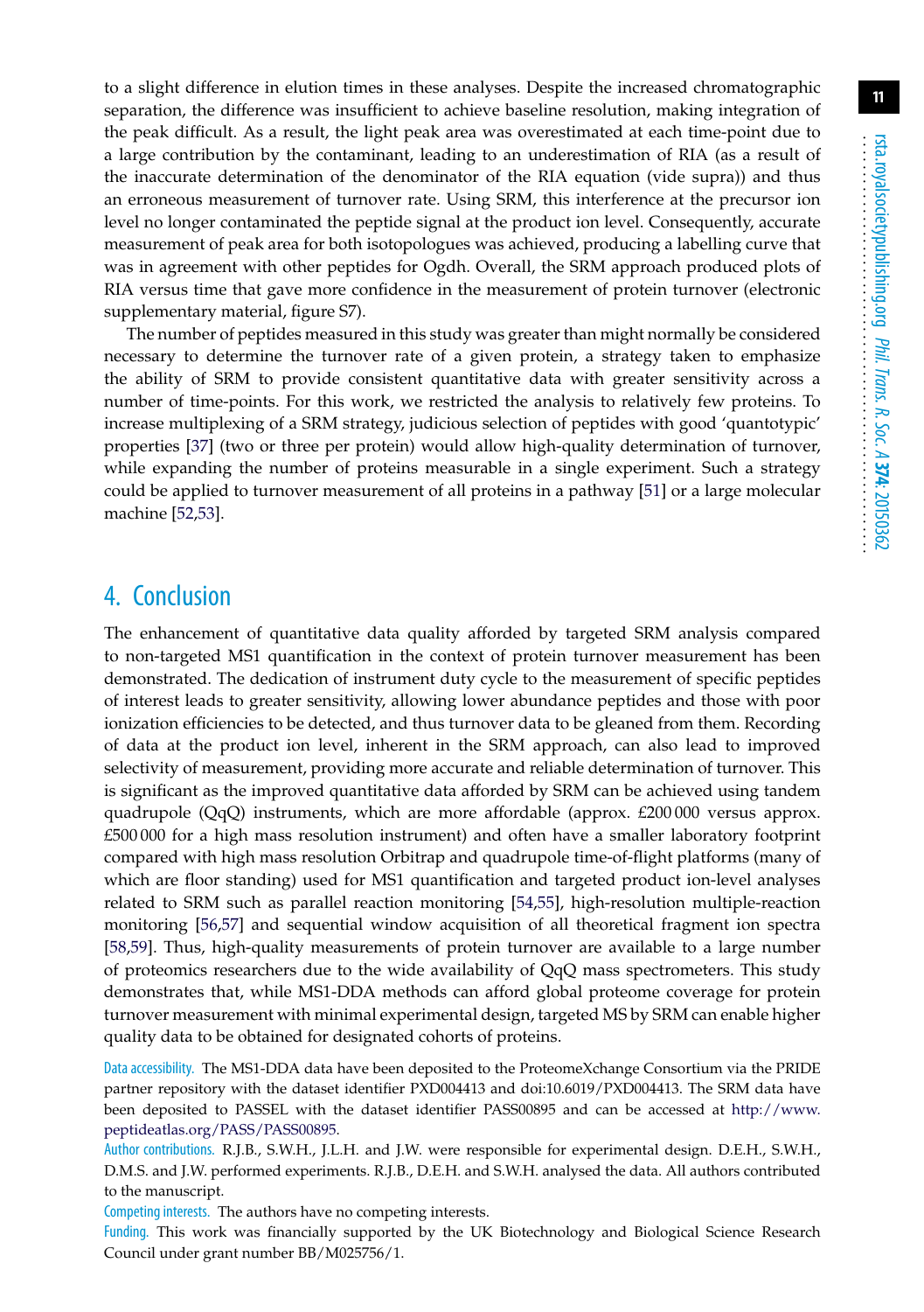to a slight difference in elution times in these analyses. Despite the increased chromatographic separation, the difference was insufficient to achieve baseline resolution, making integration of the peak difficult. As a result, the light peak area was overestimated at each time-point due to a large contribution by the contaminant, leading to an underestimation of RIA (as a result of the inaccurate determination of the denominator of the RIA equation (vide supra)) and thus an erroneous measurement of turnover rate. Using SRM, this interference at the precursor ion level no longer contaminated the peptide signal at the product ion level. Consequently, accurate measurement of peak area for both isotopologues was achieved, producing a labelling curve that was in agreement with other peptides for Ogdh. Overall, the SRM approach produced plots of RIA versus time that gave more confidence in the measurement of protein turnover (electronic supplementary material, figure S7).

The number of peptides measured in this study was greater than might normally be considered necessary to determine the turnover rate of a given protein, a strategy taken to emphasize the ability of SRM to provide consistent quantitative data with greater sensitivity across a number of time-points. For this work, we restricted the analysis to relatively few proteins. To increase multiplexing of a SRM strategy, judicious selection of peptides with good 'quantotypic' properties [37] (two or three per protein) would allow high-quality determination of turnover, while expanding the number of proteins measurable in a single experiment. Such a strategy could be applied to turnover measurement of all proteins in a pathway [51] or a large molecular machine [52,53].

## 4. Conclusion

The enhancement of quantitative data quality afforded by targeted SRM analysis compared to non-targeted MS1 quantification in the context of protein turnover measurement has been demonstrated. The dedication of instrument duty cycle to the measurement of specific peptides of interest leads to greater sensitivity, allowing lower abundance peptides and those with poor ionization efficiencies to be detected, and thus turnover data to be gleaned from them. Recording of data at the product ion level, inherent in the SRM approach, can also lead to improved selectivity of measurement, providing more accurate and reliable determination of turnover. This is significant as the improved quantitative data afforded by SRM can be achieved using tandem quadrupole (QqQ) instruments, which are more affordable (approx. £200 000 versus approx. £500 000 for a high mass resolution instrument) and often have a smaller laboratory footprint compared with high mass resolution Orbitrap and quadrupole time-of-flight platforms (many of which are floor standing) used for MS1 quantification and targeted product ion-level analyses related to SRM such as parallel reaction monitoring [54,55], high-resolution multiple-reaction monitoring [56,57] and sequential window acquisition of all theoretical fragment ion spectra [58,59]. Thus, high-quality measurements of protein turnover are available to a large number of proteomics researchers due to the wide availability of QqQ mass spectrometers. This study demonstrates that, while MS1-DDA methods can afford global proteome coverage for protein turnover measurement with minimal experimental design, targeted MS by SRM can enable higher quality data to be obtained for designated cohorts of proteins.

Data accessibility. The MS1-DDA data have been deposited to the ProteomeXchange Consortium via the PRIDE partner repository with the dataset identifier PXD004413 and doi:10.6019/PXD004413. The SRM data have been deposited to PASSEL with the dataset identifier PASS00895 and can be accessed at http://www.peptideatlas.org/PASS/PASS00895.

Author contributions. R.J.B., S.W.H., J.L.H. and J.W. were responsible for experimental design. D.E.H., S.W.H., D.M.S. and J.W. performed experiments. R.J.B., D.E.H. and S.W.H. analysed the data. All authors contributed to the manuscript.

Competing interests. The authors have no competing interests.

Funding. This work was financially supported by the UK Biotechnology and Biological Science Research Council under grant number BB/M025756/1.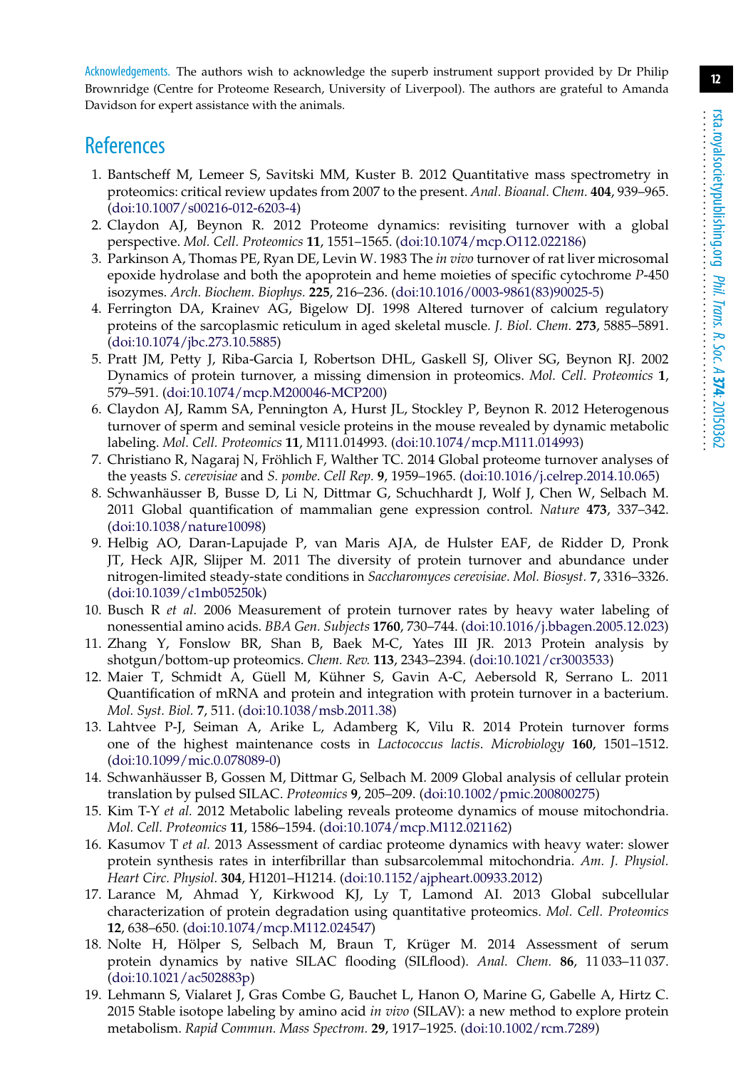Acknowledgements. The authors wish to acknowledge the superb instrument support provided by Dr Philip Brownridge (Centre for Proteome Research, University of Liverpool). The authors are grateful to Amanda Davidson for expert assistance with the animals.

## References

1. Bantscheff M, Lemeer S, Savitski MM, Kuster B. 2012 Quantitative mass spectrometry in proteomics: critical review updates from 2007 to the present. *Anal. Bioanal. Chem.* **404**, 939–965. (doi:10.1007/s00216-012-6203-4)
2. Claydon AJ, Beynon R. 2012 Proteome dynamics: revisiting turnover with a global perspective. *Mol. Cell. Proteomics* **11**, 1551–1565. (doi:10.1074/mcp.O112.022186)
3. Parkinson A, Thomas PE, Ryan DE, Levin W. 1983 The *in vivo* turnover of rat liver microsomal epoxide hydrolase and both the apoprotein and heme moieties of specific cytochrome *P*-450 isozymes. *Arch. Biochem. Biophys.* **225**, 216–236. (doi:10.1016/0003-9861(83)90025-5)
4. Ferrington DA, Krainev AG, Bigelow DJ. 1998 Altered turnover of calcium regulatory proteins of the sarcoplasmic reticulum in aged skeletal muscle. *J. Biol. Chem.* **273**, 5885–5891. (doi:10.1074/jbc.273.10.5885)
5. Pratt JM, Petty J, Riba-Garcia I, Robertson DHL, Gaskell SJ, Oliver SG, Beynon RJ. 2002 Dynamics of protein turnover, a missing dimension in proteomics. *Mol. Cell. Proteomics* **1**, 579–591. (doi:10.1074/mcp.M200046-MCP200)
6. Claydon AJ, Ramm SA, Pennington A, Hurst JL, Stockley P, Beynon R. 2012 Heterogenous turnover of sperm and seminal vesicle proteins in the mouse revealed by dynamic metabolic labeling. *Mol. Cell. Proteomics* **11**, M111.014993. (doi:10.1074/mcp.M111.014993)
7. Christiano R, Nagaraj N, Fröhlich F, Walther TC. 2014 Global proteome turnover analyses of the yeasts *S. cerevisiae* and *S. pombe*. *Cell Rep.* **9**, 1959–1965. (doi:10.1016/j.celrep.2014.10.065)
8. Schwanhäusser B, Busse D, Li N, Dittmar G, Schuchhardt J, Wolf J, Chen W, Selbach M. 2011 Global quantification of mammalian gene expression control. *Nature* **473**, 337–342. (doi:10.1038/nature10098)
9. Helbig AO, Daran-Lapujade P, van Maris AJA, de Hulster EAF, de Ridder D, Pronk JT, Heck AJR, Slijper M. 2011 The diversity of protein turnover and abundance under nitrogen-limited steady-state conditions in *Saccharomyces cerevisiae*. *Mol. Biosyst.* **7**, 3316–3326. (doi:10.1039/c1mb05250k)
10. Busch R *et al.* 2006 Measurement of protein turnover rates by heavy water labeling of nonessential amino acids. *BBA Gen. Subjects* **1760**, 730–744. (doi:10.1016/j.bbagen.2005.12.023)
11. Zhang Y, Fonslow BR, Shan B, Baek M-C, Yates III JR. 2013 Protein analysis by shotgun/bottom-up proteomics. *Chem. Rev.* **113**, 2343–2394. (doi:10.1021/cr3003533)
12. Maier T, Schmidt A, Güell M, Kühner S, Gavin A-C, Aebersold R, Serrano L. 2011 Quantification of mRNA and protein and integration with protein turnover in a bacterium. *Mol. Syst. Biol.* **7**, 511. (doi:10.1038/msb.2011.38)
13. Lahtvee P-J, Seiman A, Arike L, Adamberg K, Vilu R. 2014 Protein turnover forms one of the highest maintenance costs in *Lactococcus lactis*. *Microbiology* **160**, 1501–1512. (doi:10.1099/mic.0.078089-0)
14. Schwanhäusser B, Gossen M, Dittmar G, Selbach M. 2009 Global analysis of cellular protein translation by pulsed SILAC. *Proteomics* **9**, 205–209. (doi:10.1002/pmic.200800275)
15. Kim T-Y *et al.* 2012 Metabolic labeling reveals proteome dynamics of mouse mitochondria. *Mol. Cell. Proteomics* **11**, 1586–1594. (doi:10.1074/mcp.M112.021162)
16. Kasumov T *et al.* 2013 Assessment of cardiac proteome dynamics with heavy water: slower protein synthesis rates in interfibrillar than subsarcolemmal mitochondria. *Am. J. Physiol. Heart Circ. Physiol.* **304**, H1201–H1214. (doi:10.1152/ajpheart.00933.2012)
17. Larance M, Ahmad Y, Kirkwood KJ, Ly T, Lamond AI. 2013 Global subcellular characterization of protein degradation using quantitative proteomics. *Mol. Cell. Proteomics* **12**, 638–650. (doi:10.1074/mcp.M112.024547)
18. Nolte H, Hölper S, Selbach M, Braun T, Krüger M. 2014 Assessment of serum protein dynamics by native SILAC flooding (SILflood). *Anal. Chem.* **86**, 11 033–11 037. (doi:10.1021/ac502883p)
19. Lehmann S, Vialaret J, Gras Combe G, Bauchet L, Hanon O, Marine G, Gabelle A, Hirtz C. 2015 Stable isotope labeling by amino acid *in vivo* (SILAV): a new method to explore protein metabolism. *Rapid Commun. Mass Spectrom.* **29**, 1917–1925. (doi:10.1002/rcm.7289)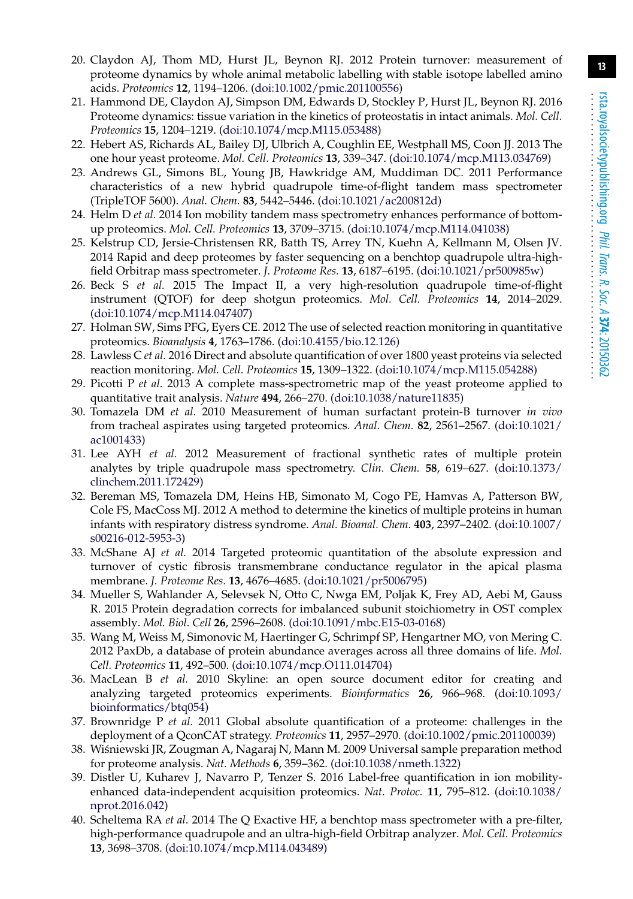20. Claydon AJ, Thom MD, Hurst JL, Beynon RJ. 2012 Protein turnover: measurement of proteome dynamics by whole animal metabolic labelling with stable isotope labelled amino acids. *Proteomics* **12**, 1194–1206. (doi:10.1002/pmic.201100556)
21. Hammond DE, Claydon AJ, Simpson DM, Edwards D, Stockley P, Hurst JL, Beynon RJ. 2016 Proteome dynamics: tissue variation in the kinetics of proteostatis in intact animals. *Mol. Cell. Proteomics* **15**, 1204–1219. (doi:10.1074/mcp.M115.053488)
22. Hebert AS, Richards AL, Bailey DJ, Ulbrich A, Coughlin EE, Westphall MS, Coon JJ. 2013 The one hour yeast proteome. *Mol. Cell. Proteomics* **13**, 339–347. (doi:10.1074/mcp.M113.034769)
23. Andrews GL, Simons BL, Young JB, Hawkridge AM, Muddiman DC. 2011 Performance characteristics of a new hybrid quadrupole time-of-flight tandem mass spectrometer (TripleTOF 5600). *Anal. Chem.* **83**, 5442–5446. (doi:10.1021/ac200812d)
24. Helm D *et al.* 2014 Ion mobility tandem mass spectrometry enhances performance of bottom-up proteomics. *Mol. Cell. Proteomics* **13**, 3709–3715. (doi:10.1074/mcp.M114.041038)
25. Kelstrup CD, Jersie-Christensen RR, Batth TS, Arrey TN, Kuehn A, Kellmann M, Olsen JV. 2014 Rapid and deep proteomes by faster sequencing on a benchtop quadrupole ultra-high-field Orbitrap mass spectrometer. *J. Proteome Res.* **13**, 6187–6195. (doi:10.1021/pr500985w)
26. Beck S *et al.* 2015 The Impact II, a very high-resolution quadrupole time-of-flight instrument (QTOF) for deep shotgun proteomics. *Mol. Cell. Proteomics* **14**, 2014–2029. (doi:10.1074/mcp.M114.047407)
27. Holman SW, Sims PFG, Eyers CE. 2012 The use of selected reaction monitoring in quantitative proteomics. *Bioanalysis* **4**, 1763–1786. (doi:10.4155/bio.12.126)
28. Lawless C *et al.* 2016 Direct and absolute quantification of over 1800 yeast proteins via selected reaction monitoring. *Mol. Cell. Proteomics* **15**, 1309–1322. (doi:10.1074/mcp.M115.054288)
29. Picotti P *et al.* 2013 A complete mass-spectrometric map of the yeast proteome applied to quantitative trait analysis. *Nature* **494**, 266–270. (doi:10.1038/nature11835)
30. Tomazela DM *et al.* 2010 Measurement of human surfactant protein-B turnover *in vivo* from tracheal aspirates using targeted proteomics. *Anal. Chem.* **82**, 2561–2567. (doi:10.1021/ac1001433)
31. Lee AYH *et al.* 2012 Measurement of fractional synthetic rates of multiple protein analytes by triple quadrupole mass spectrometry. *Clin. Chem.* **58**, 619–627. (doi:10.1373/clinchem.2011.172429)
32. Bereman MS, Tomazela DM, Heins HB, Simonato M, Cogo PE, Hamvas A, Patterson BW, Cole FS, MacCoss MJ. 2012 A method to determine the kinetics of multiple proteins in human infants with respiratory distress syndrome. *Anal. Bioanal. Chem.* **403**, 2397–2402. (doi:10.1007/s00216-012-5953-3)
33. McShane AJ *et al.* 2014 Targeted proteomic quantitation of the absolute expression and turnover of cystic fibrosis transmembrane conductance regulator in the apical plasma membrane. *J. Proteome Res.* **13**, 4676–4685. (doi:10.1021/pr5006795)
34. Mueller S, Wahlander A, Selevsek N, Otto C, Nwga EM, Poljak K, Frey AD, Aebi M, Gauss R. 2015 Protein degradation corrects for imbalanced subunit stoichiometry in OST complex assembly. *Mol. Biol. Cell* **26**, 2596–2608. (doi:10.1091/mbc.E15-03-0168)
35. Wang M, Weiss M, Simonovic M, Haertinger G, Schrimpf SP, Hengartner MO, von Mering C. 2012 PaxDb, a database of protein abundance averages across all three domains of life. *Mol. Cell. Proteomics* **11**, 492–500. (doi:10.1074/mcp.O111.014704)
36. MacLean B *et al.* 2010 Skyline: an open source document editor for creating and analyzing targeted proteomics experiments. *Bioinformatics* **26**, 966–968. (doi:10.1093/bioinformatics/btq054)
37. Brownridge P *et al.* 2011 Global absolute quantification of a proteome: challenges in the deployment of a QconCAT strategy. *Proteomics* **11**, 2957–2970. (doi:10.1002/pmic.201100039)
38. Wiśniewski JR, Zougman A, Nagaraj N, Mann M. 2009 Universal sample preparation method for proteome analysis. *Nat. Methods* **6**, 359–362. (doi:10.1038/nmeth.1322)
39. Distler U, Kuharev J, Navarro P, Tenzer S. 2016 Label-free quantification in ion mobility-enhanced data-independent acquisition proteomics. *Nat. Protoc.* **11**, 795–812. (doi:10.1038/nprot.2016.042)
40. Scheltema RA *et al.* 2014 The Q Exactive HF, a benchtop mass spectrometer with a pre-filter, high-performance quadrupole and an ultra-high-field Orbitrap analyzer. *Mol. Cell. Proteomics* **13**, 3698–3708. (doi:10.1074/mcp.M114.043489)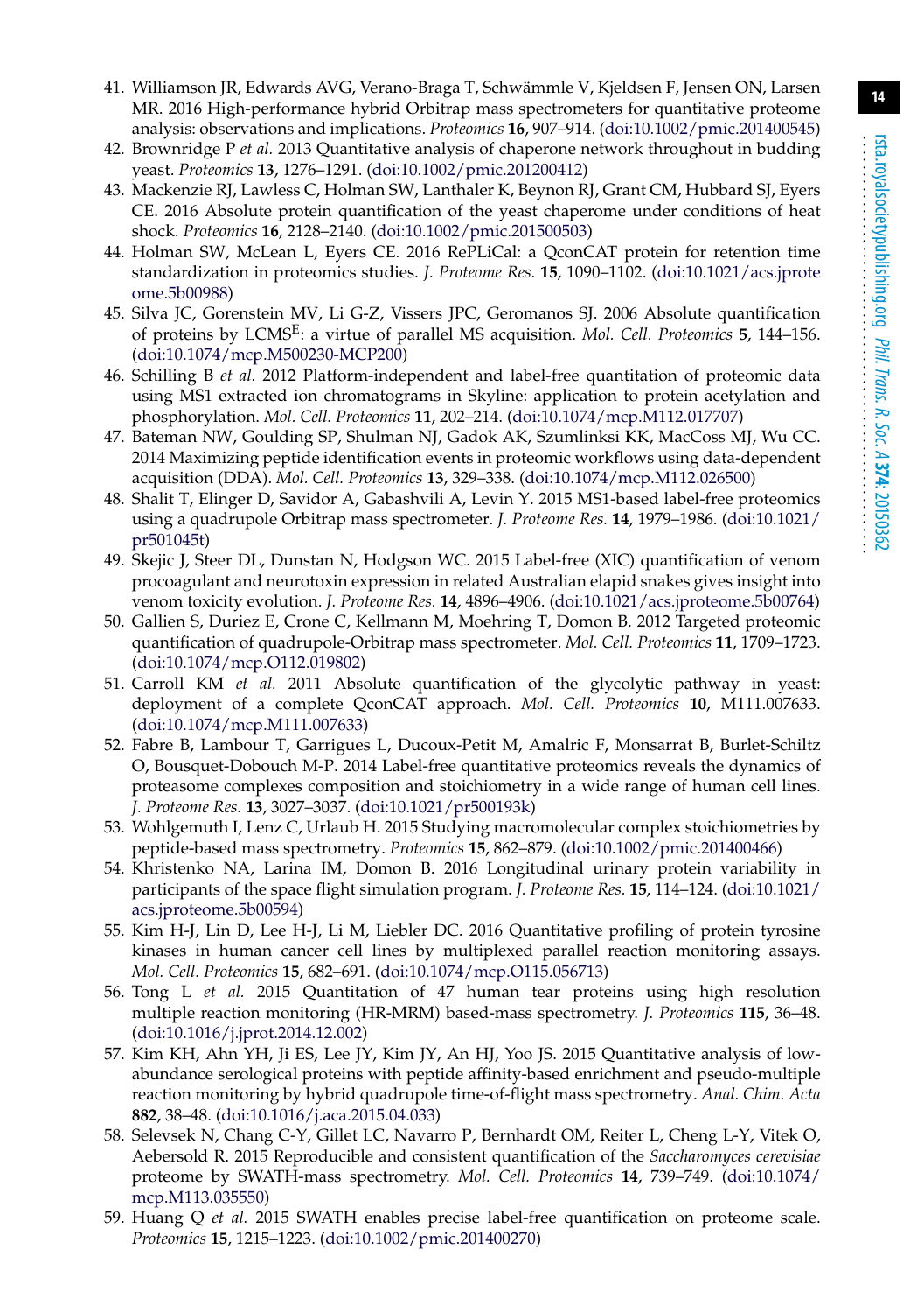41. Williamson JR, Edwards AVG, Verano-Braga T, Schwämmle V, Kjeldsen F, Jensen ON, Larsen MR. 2016 High-performance hybrid Orbitrap mass spectrometers for quantitative proteome analysis: observations and implications. *Proteomics* **16**, 907–914. (doi:10.1002/pmic.201400545)
42. Brownridge P *et al.* 2013 Quantitative analysis of chaperone network throughout in budding yeast. *Proteomics* **13**, 1276–1291. (doi:10.1002/pmic.201200412)
43. Mackenzie RJ, Lawless C, Holman SW, Lanthaler K, Beynon RJ, Grant CM, Hubbard SJ, Eyers CE. 2016 Absolute protein quantification of the yeast chaperome under conditions of heat shock. *Proteomics* **16**, 2128–2140. (doi:10.1002/pmic.201500503)
44. Holman SW, McLean L, Eyers CE. 2016 RePLiCal: a QconCAT protein for retention time standardization in proteomics studies. *J. Proteome Res.* **15**, 1090–1102. (doi:10.1021/acs.jproteome.5b00988)
45. Silva JC, Gorenstein MV, Li G-Z, Vissers JPC, Geromanos SJ. 2006 Absolute quantification of proteins by LCMS$^E$: a virtue of parallel MS acquisition. *Mol. Cell. Proteomics* **5**, 144–156. (doi:10.1074/mcp.M500230-MCP200)
46. Schilling B *et al.* 2012 Platform-independent and label-free quantitation of proteomic data using MS1 extracted ion chromatograms in Skyline: application to protein acetylation and phosphorylation. *Mol. Cell. Proteomics* **11**, 202–214. (doi:10.1074/mcp.M112.017707)
47. Bateman NW, Goulding SP, Shulman NJ, Gadok AK, Szumlinksi KK, MacCoss MJ, Wu CC. 2014 Maximizing peptide identification events in proteomic workflows using data-dependent acquisition (DDA). *Mol. Cell. Proteomics* **13**, 329–338. (doi:10.1074/mcp.M112.026500)
48. Shalit T, Elinger D, Savidor A, Gabashvili A, Levin Y. 2015 MS1-based label-free proteomics using a quadrupole Orbitrap mass spectrometer. *J. Proteome Res.* **14**, 1979–1986. (doi:10.1021/pr501045t)
49. Skejic J, Steer DL, Dunstan N, Hodgson WC. 2015 Label-free (XIC) quantification of venom procoagulant and neurotoxin expression in related Australian elapid snakes gives insight into venom toxicity evolution. *J. Proteome Res.* **14**, 4896–4906. (doi:10.1021/acs.jproteome.5b00764)
50. Gallien S, Duriez E, Crone C, Kellmann M, Moehring T, Domon B. 2012 Targeted proteomic quantification of quadrupole-Orbitrap mass spectrometer. *Mol. Cell. Proteomics* **11**, 1709–1723. (doi:10.1074/mcp.O112.019802)
51. Carroll KM *et al.* 2011 Absolute quantification of the glycolytic pathway in yeast: deployment of a complete QconCAT approach. *Mol. Cell. Proteomics* **10**, M111.007633. (doi:10.1074/mcp.M111.007633)
52. Fabre B, Lambour T, Garrigues L, Ducoux-Petit M, Amalric F, Monsarrat B, Burlet-Schiltz O, Bousquet-Dobouch M-P. 2014 Label-free quantitative proteomics reveals the dynamics of proteasome complexes composition and stoichiometry in a wide range of human cell lines. *J. Proteome Res.* **13**, 3027–3037. (doi:10.1021/pr500193k)
53. Wohlgemuth I, Lenz C, Urlaub H. 2015 Studying macromolecular complex stoichiometries by peptide-based mass spectrometry. *Proteomics* **15**, 862–879. (doi:10.1002/pmic.201400466)
54. Khristenko NA, Larina IM, Domon B. 2016 Longitudinal urinary protein variability in participants of the space flight simulation program. *J. Proteome Res.* **15**, 114–124. (doi:10.1021/acs.jproteome.5b00594)
55. Kim H-J, Lin D, Lee H-J, Li M, Liebler DC. 2016 Quantitative profiling of protein tyrosine kinases in human cancer cell lines by multiplexed parallel reaction monitoring assays. *Mol. Cell. Proteomics* **15**, 682–691. (doi:10.1074/mcp.O115.056713)
56. Tong L *et al.* 2015 Quantitation of 47 human tear proteins using high resolution multiple reaction monitoring (HR-MRM) based-mass spectrometry. *J. Proteomics* **115**, 36–48. (doi:10.1016/j.jprot.2014.12.002)
57. Kim KH, Ahn YH, Ji ES, Lee JY, Kim JY, An HJ, Yoo JS. 2015 Quantitative analysis of low-abundance serological proteins with peptide affinity-based enrichment and pseudo-multiple reaction monitoring by hybrid quadrupole time-of-flight mass spectrometry. *Anal. Chim. Acta* **882**, 38–48. (doi:10.1016/j.aca.2015.04.033)
58. Selevsek N, Chang C-Y, Gillet LC, Navarro P, Bernhardt OM, Reiter L, Cheng L-Y, Vitek O, Aebersold R. 2015 Reproducible and consistent quantification of the *Saccharomyces cerevisiae* proteome by SWATH-mass spectrometry. *Mol. Cell. Proteomics* **14**, 739–749. (doi:10.1074/mcp.M113.035550)
59. Huang Q *et al.* 2015 SWATH enables precise label-free quantification on proteome scale. *Proteomics* **15**, 1215–1223. (doi:10.1002/pmic.201400270)